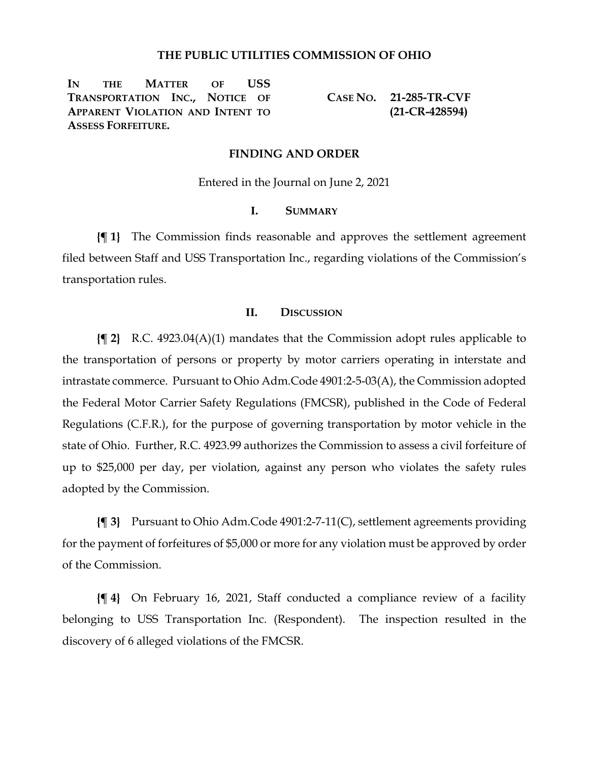# THE PUBLIC UTILITIES COMMISSION OF OHIO

| | |
|---|---|
| **IN THE MATTER OF USS TRANSPORTATION INC., NOTICE OF APPARENT VIOLATION AND INTENT TO ASSESS FORFEITURE.** | **CASE NO. 21-285-TR-CVF (21-CR-428594)** |

## FINDING AND ORDER

Entered in the Journal on June 2, 2021

### I. SUMMARY

**{¶ 1}** The Commission finds reasonable and approves the settlement agreement filed between Staff and USS Transportation Inc., regarding violations of the Commission's transportation rules.

### II. DISCUSSION

**{¶ 2}** R.C. 4923.04(A)(1) mandates that the Commission adopt rules applicable to the transportation of persons or property by motor carriers operating in interstate and intrastate commerce. Pursuant to Ohio Adm.Code 4901:2-5-03(A), the Commission adopted the Federal Motor Carrier Safety Regulations (FMCSR), published in the Code of Federal Regulations (C.F.R.), for the purpose of governing transportation by motor vehicle in the state of Ohio. Further, R.C. 4923.99 authorizes the Commission to assess a civil forfeiture of up to $25,000 per day, per violation, against any person who violates the safety rules adopted by the Commission.

**{¶ 3}** Pursuant to Ohio Adm.Code 4901:2-7-11(C), settlement agreements providing for the payment of forfeitures of $5,000 or more for any violation must be approved by order of the Commission.

**{¶ 4}** On February 16, 2021, Staff conducted a compliance review of a facility belonging to USS Transportation Inc. (Respondent). The inspection resulted in the discovery of 6 alleged violations of the FMCSR.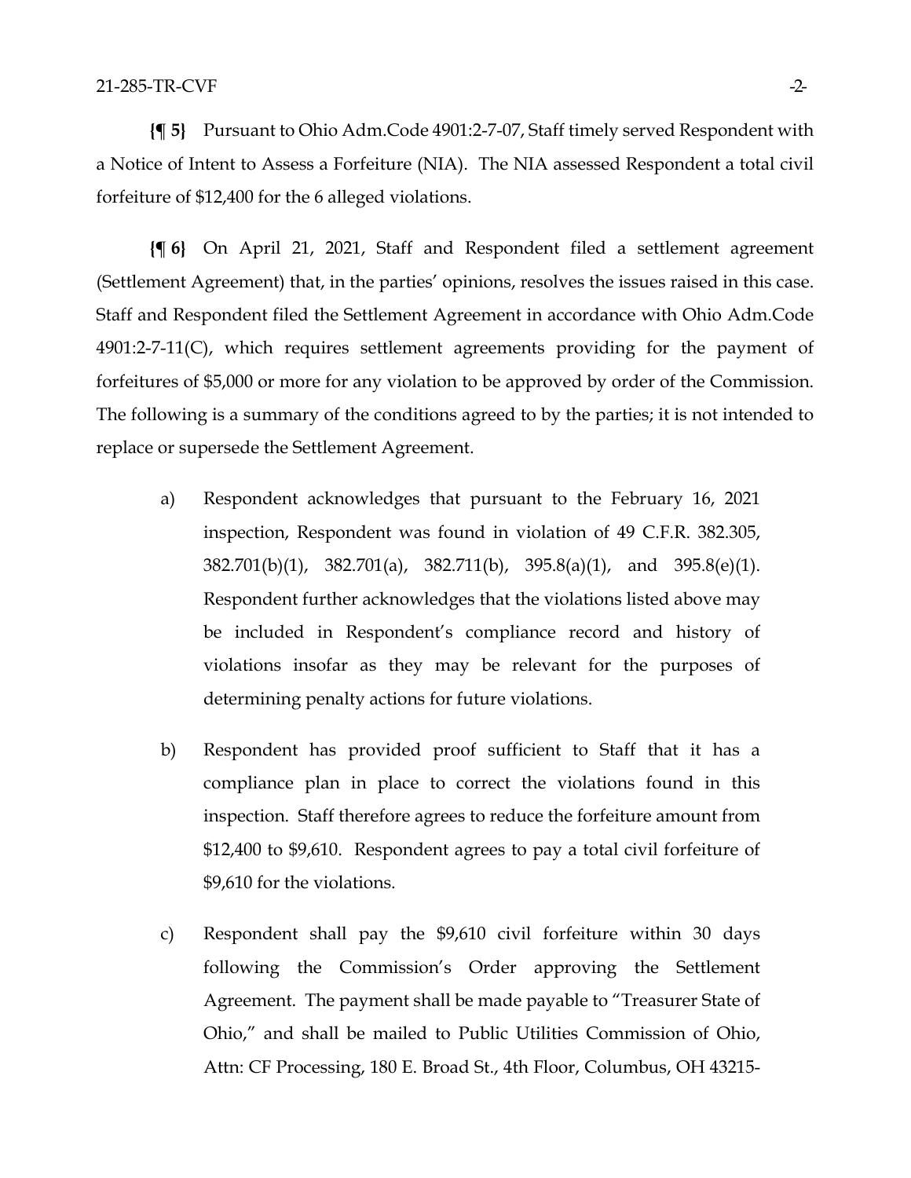**{¶ 5}** Pursuant to Ohio Adm.Code 4901:2-7-07, Staff timely served Respondent with a Notice of Intent to Assess a Forfeiture (NIA). The NIA assessed Respondent a total civil forfeiture of $12,400 for the 6 alleged violations.

**{¶ 6}** On April 21, 2021, Staff and Respondent filed a settlement agreement (Settlement Agreement) that, in the parties' opinions, resolves the issues raised in this case. Staff and Respondent filed the Settlement Agreement in accordance with Ohio Adm.Code 4901:2-7-11(C), which requires settlement agreements providing for the payment of forfeitures of $5,000 or more for any violation to be approved by order of the Commission. The following is a summary of the conditions agreed to by the parties; it is not intended to replace or supersede the Settlement Agreement.

a) Respondent acknowledges that pursuant to the February 16, 2021 inspection, Respondent was found in violation of 49 C.F.R. 382.305, 382.701(b)(1), 382.701(a), 382.711(b), 395.8(a)(1), and 395.8(e)(1). Respondent further acknowledges that the violations listed above may be included in Respondent's compliance record and history of violations insofar as they may be relevant for the purposes of determining penalty actions for future violations.

b) Respondent has provided proof sufficient to Staff that it has a compliance plan in place to correct the violations found in this inspection. Staff therefore agrees to reduce the forfeiture amount from $12,400 to $9,610. Respondent agrees to pay a total civil forfeiture of $9,610 for the violations.

c) Respondent shall pay the $9,610 civil forfeiture within 30 days following the Commission's Order approving the Settlement Agreement. The payment shall be made payable to "Treasurer State of Ohio," and shall be mailed to Public Utilities Commission of Ohio, Attn: CF Processing, 180 E. Broad St., 4th Floor, Columbus, OH 43215-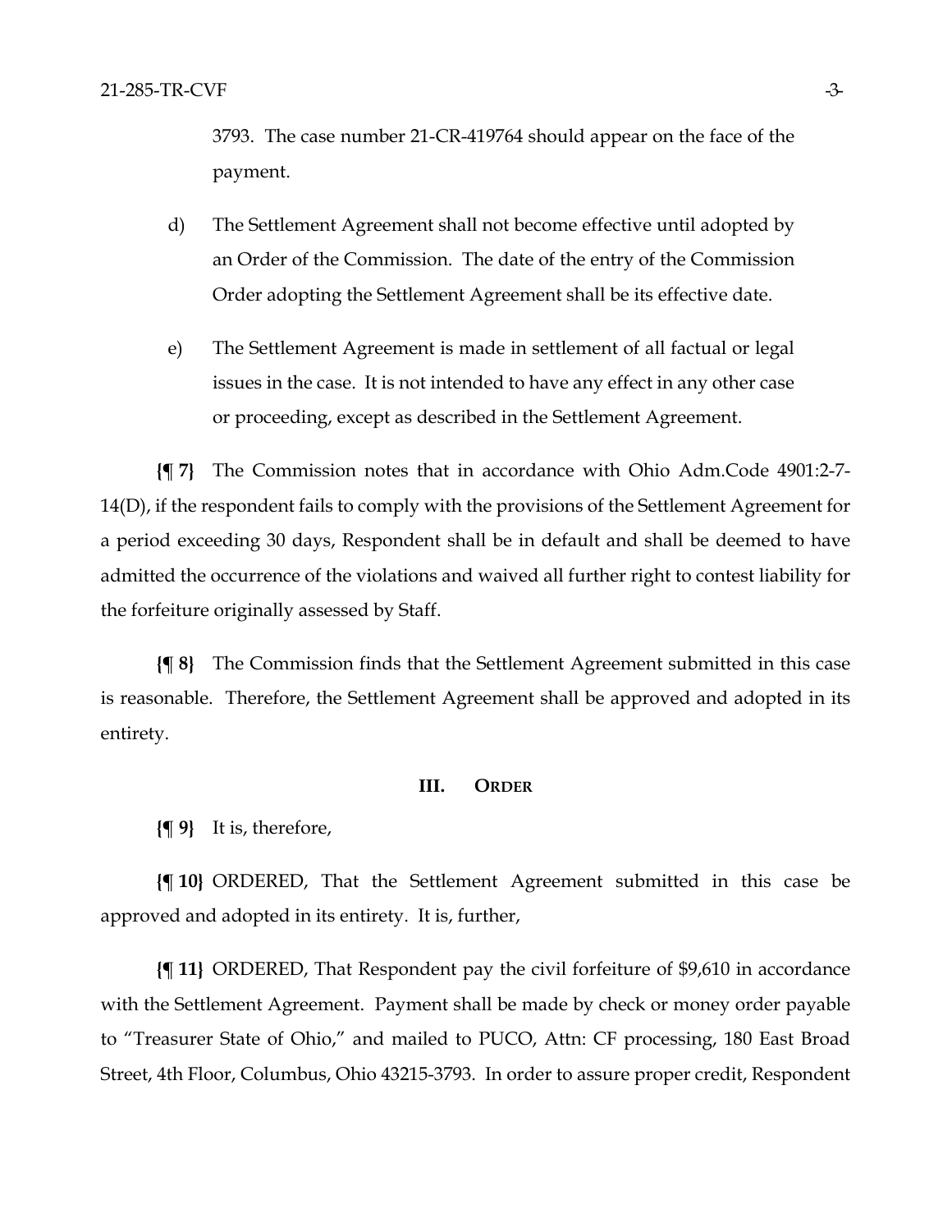3793. The case number 21-CR-419764 should appear on the face of the payment.

d) The Settlement Agreement shall not become effective until adopted by an Order of the Commission. The date of the entry of the Commission Order adopting the Settlement Agreement shall be its effective date.

e) The Settlement Agreement is made in settlement of all factual or legal issues in the case. It is not intended to have any effect in any other case or proceeding, except as described in the Settlement Agreement.

**{¶ 7}** The Commission notes that in accordance with Ohio Adm.Code 4901:2-7-14(D), if the respondent fails to comply with the provisions of the Settlement Agreement for a period exceeding 30 days, Respondent shall be in default and shall be deemed to have admitted the occurrence of the violations and waived all further right to contest liability for the forfeiture originally assessed by Staff.

**{¶ 8}** The Commission finds that the Settlement Agreement submitted in this case is reasonable. Therefore, the Settlement Agreement shall be approved and adopted in its entirety.

## III. ORDER

**{¶ 9}** It is, therefore,

**{¶ 10}** ORDERED, That the Settlement Agreement submitted in this case be approved and adopted in its entirety. It is, further,

**{¶ 11}** ORDERED, That Respondent pay the civil forfeiture of $9,610 in accordance with the Settlement Agreement. Payment shall be made by check or money order payable to "Treasurer State of Ohio," and mailed to PUCO, Attn: CF processing, 180 East Broad Street, 4th Floor, Columbus, Ohio 43215-3793. In order to assure proper credit, Respondent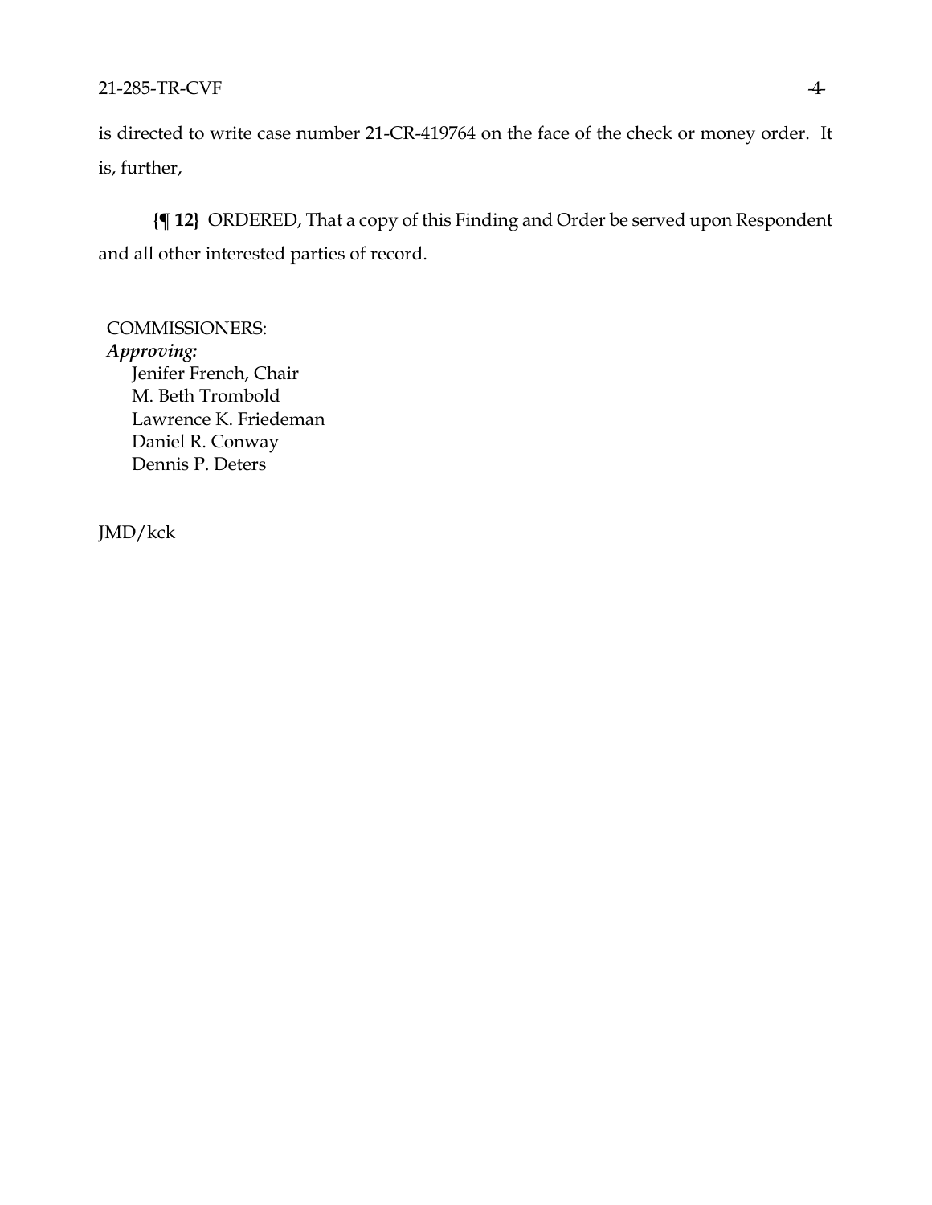is directed to write case number 21-CR-419764 on the face of the check or money order. It is, further,

**{¶ 12}** ORDERED, That a copy of this Finding and Order be served upon Respondent and all other interested parties of record.

COMMISSIONERS:
*Approving:*
Jenifer French, Chair
M. Beth Trombold
Lawrence K. Friedeman
Daniel R. Conway
Dennis P. Deters

JMD/kck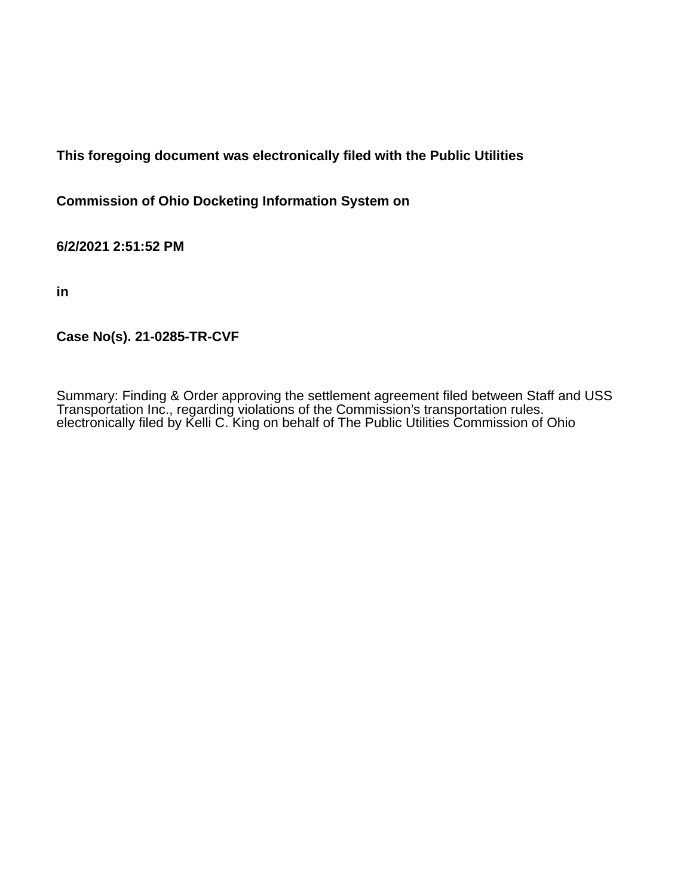**This foregoing document was electronically filed with the Public Utilities**

**Commission of Ohio Docketing Information System on**

**6/2/2021 2:51:52 PM**

**in**

**Case No(s). 21-0285-TR-CVF**

Summary: Finding & Order approving the settlement agreement filed between Staff and USS Transportation Inc., regarding violations of the Commission's transportation rules. electronically filed by Kelli C. King on behalf of The Public Utilities Commission of Ohio